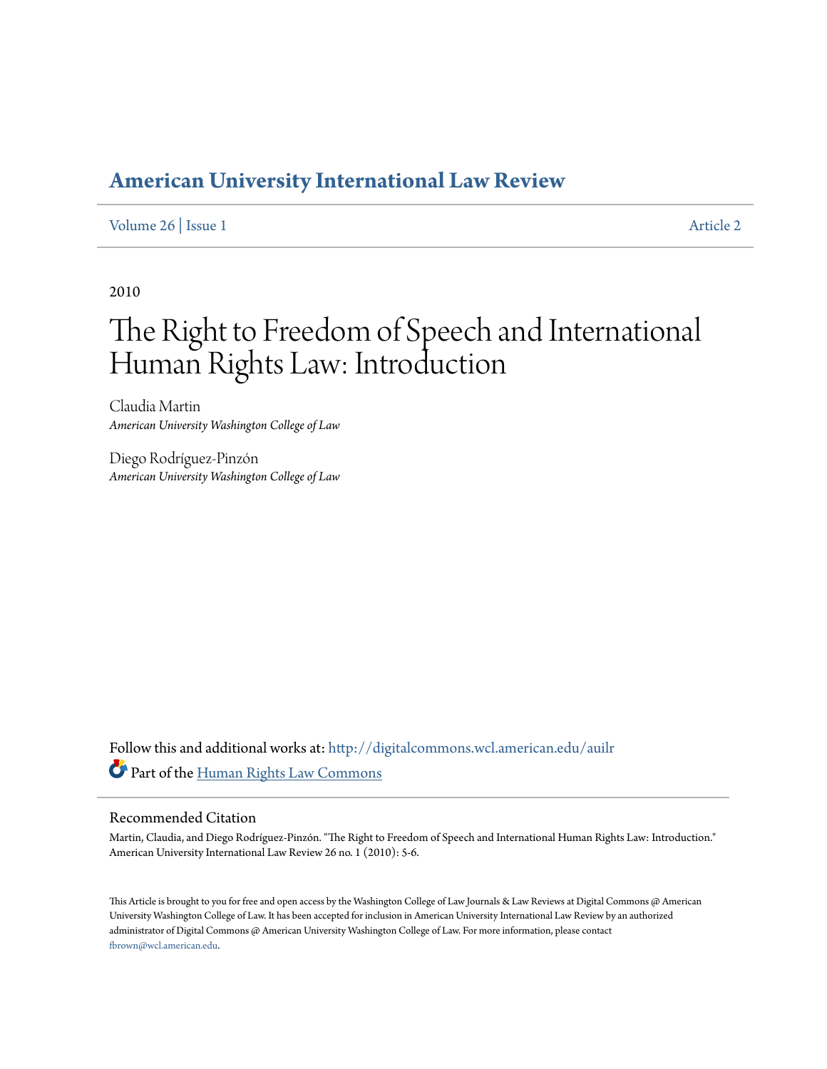# American University International Law Review

Volume 26 | Issue 1 Article 2

2010

# The Right to Freedom of Speech and International Human Rights Law: Introduction

Claudia Martin
*American University Washington College of Law*

Diego Rodríguez-Pinzón
*American University Washington College of Law*

Follow this and additional works at: http://digitalcommons.wcl.american.edu/auilr

Part of the Human Rights Law Commons

## Recommended Citation

Martin, Claudia, and Diego Rodríguez-Pinzón. "The Right to Freedom of Speech and International Human Rights Law: Introduction." American University International Law Review 26 no. 1 (2010): 5-6.

This Article is brought to you for free and open access by the Washington College of Law Journals & Law Reviews at Digital Commons @ American University Washington College of Law. It has been accepted for inclusion in American University International Law Review by an authorized administrator of Digital Commons @ American University Washington College of Law. For more information, please contact fbrown@wcl.american.edu.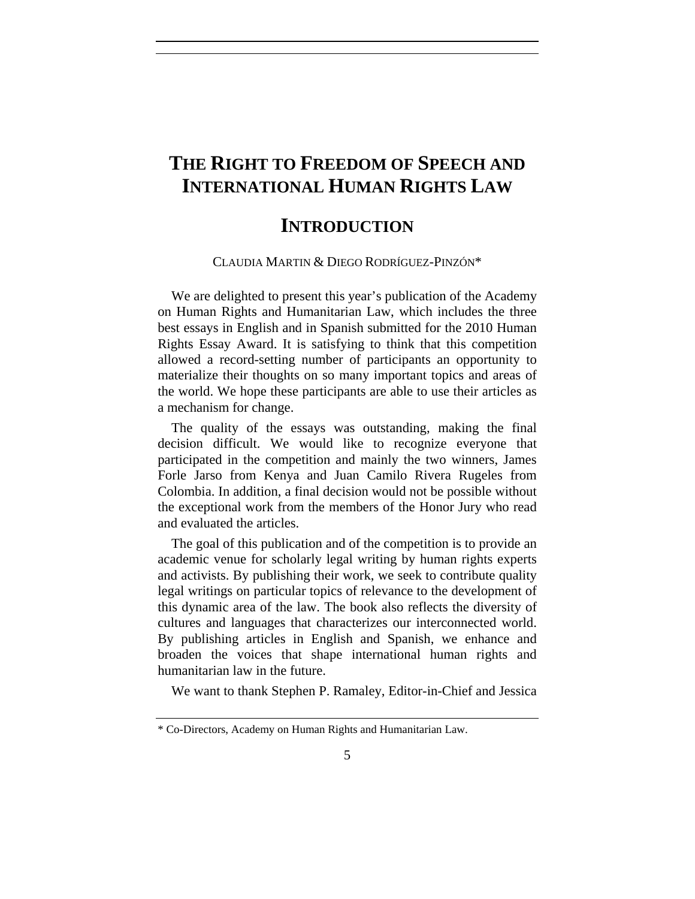# THE RIGHT TO FREEDOM OF SPEECH AND INTERNATIONAL HUMAN RIGHTS LAW

## INTRODUCTION

CLAUDIA MARTIN & DIEGO RODRÍGUEZ-PINZÓN*

We are delighted to present this year's publication of the Academy on Human Rights and Humanitarian Law, which includes the three best essays in English and in Spanish submitted for the 2010 Human Rights Essay Award. It is satisfying to think that this competition allowed a record-setting number of participants an opportunity to materialize their thoughts on so many important topics and areas of the world. We hope these participants are able to use their articles as a mechanism for change.

The quality of the essays was outstanding, making the final decision difficult. We would like to recognize everyone that participated in the competition and mainly the two winners, James Forle Jarso from Kenya and Juan Camilo Rivera Rugeles from Colombia. In addition, a final decision would not be possible without the exceptional work from the members of the Honor Jury who read and evaluated the articles.

The goal of this publication and of the competition is to provide an academic venue for scholarly legal writing by human rights experts and activists. By publishing their work, we seek to contribute quality legal writings on particular topics of relevance to the development of this dynamic area of the law. The book also reflects the diversity of cultures and languages that characterizes our interconnected world. By publishing articles in English and Spanish, we enhance and broaden the voices that shape international human rights and humanitarian law in the future.

We want to thank Stephen P. Ramaley, Editor-in-Chief and Jessica

---

* Co-Directors, Academy on Human Rights and Humanitarian Law.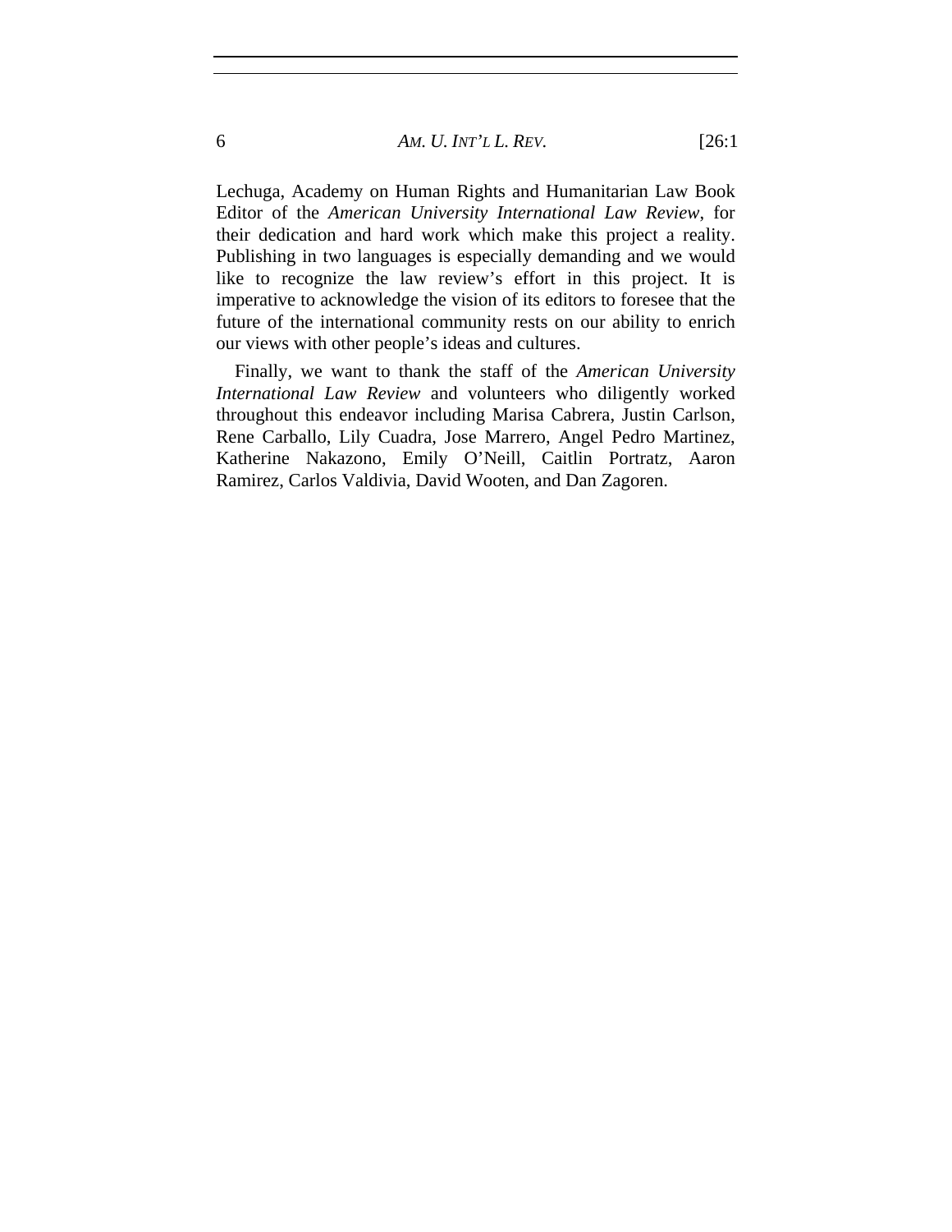Lechuga, Academy on Human Rights and Humanitarian Law Book Editor of the *American University International Law Review*, for their dedication and hard work which make this project a reality. Publishing in two languages is especially demanding and we would like to recognize the law review's effort in this project. It is imperative to acknowledge the vision of its editors to foresee that the future of the international community rests on our ability to enrich our views with other people's ideas and cultures.

Finally, we want to thank the staff of the *American University International Law Review* and volunteers who diligently worked throughout this endeavor including Marisa Cabrera, Justin Carlson, Rene Carballo, Lily Cuadra, Jose Marrero, Angel Pedro Martinez, Katherine Nakazono, Emily O'Neill, Caitlin Portratz, Aaron Ramirez, Carlos Valdivia, David Wooten, and Dan Zagoren.